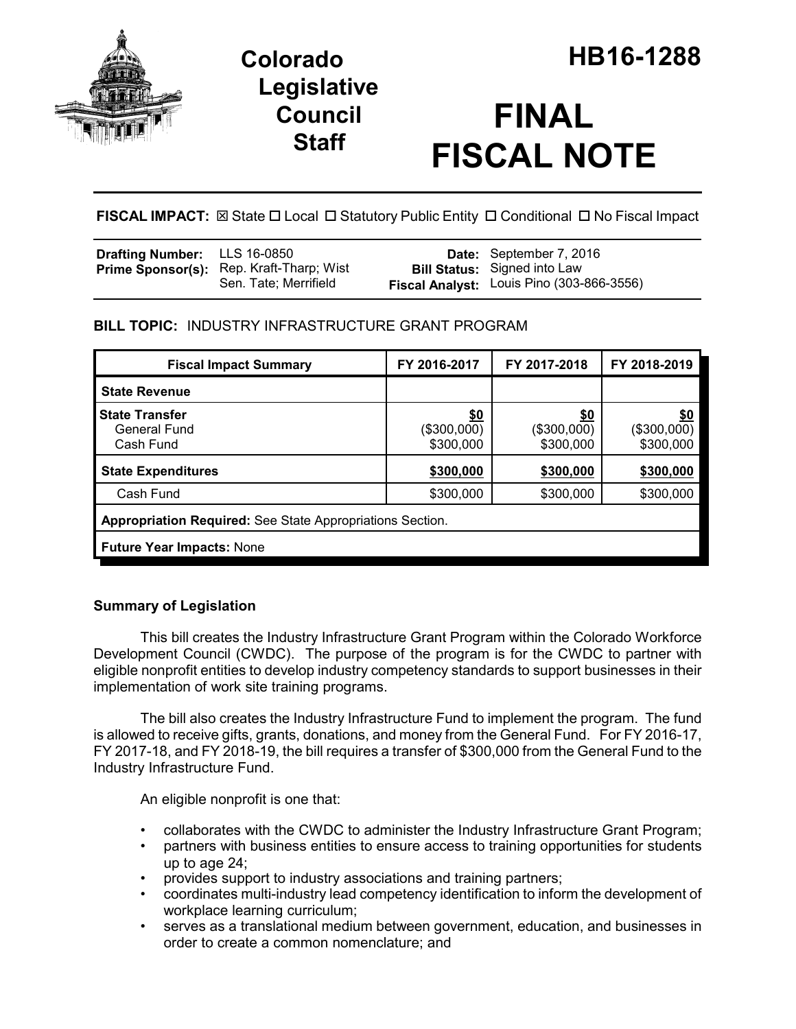# Colorado Legislative Council Staff

# HB16-1288

# FINAL FISCAL NOTE

**FISCAL IMPACT:** ☒ State ☐ Local ☐ Statutory Public Entity ☐ Conditional ☐ No Fiscal Impact

| | | | |
|---|---|---|---|
| **Drafting Number:** | LLS 16-0850 | **Date:** | September 7, 2016 |
| **Prime Sponsor(s):** | Rep. Kraft-Tharp; Wist<br>Sen. Tate; Merrifield | **Bill Status:** | Signed into Law |
| | | **Fiscal Analyst:** | Louis Pino (303-866-3556) |

**BILL TOPIC:** INDUSTRY INFRASTRUCTURE GRANT PROGRAM

| Fiscal Impact Summary | FY 2016-2017 | FY 2017-2018 | FY 2018-2019 |
|---|---|---|---|
| **State Revenue** | | | |
| **State Transfer**<br>General Fund<br>Cash Fund | **$0**<br>($300,000)<br>$300,000 | **$0**<br>($300,000)<br>$300,000 | **$0**<br>($300,000)<br>$300,000 |
| **State Expenditures** | **$300,000** | **$300,000** | **$300,000** |
| Cash Fund | $300,000 | $300,000 | $300,000 |
| **Appropriation Required:** See State Appropriations Section. | | | |
| **Future Year Impacts:** None | | | |

### Summary of Legislation

This bill creates the Industry Infrastructure Grant Program within the Colorado Workforce Development Council (CWDC). The purpose of the program is for the CWDC to partner with eligible nonprofit entities to develop industry competency standards to support businesses in their implementation of work site training programs.

The bill also creates the Industry Infrastructure Fund to implement the program. The fund is allowed to receive gifts, grants, donations, and money from the General Fund. For FY 2016-17, FY 2017-18, and FY 2018-19, the bill requires a transfer of $300,000 from the General Fund to the Industry Infrastructure Fund.

An eligible nonprofit is one that:

- collaborates with the CWDC to administer the Industry Infrastructure Grant Program;
- partners with business entities to ensure access to training opportunities for students up to age 24;
- provides support to industry associations and training partners;
- coordinates multi-industry lead competency identification to inform the development of workplace learning curriculum;
- serves as a translational medium between government, education, and businesses in order to create a common nomenclature; and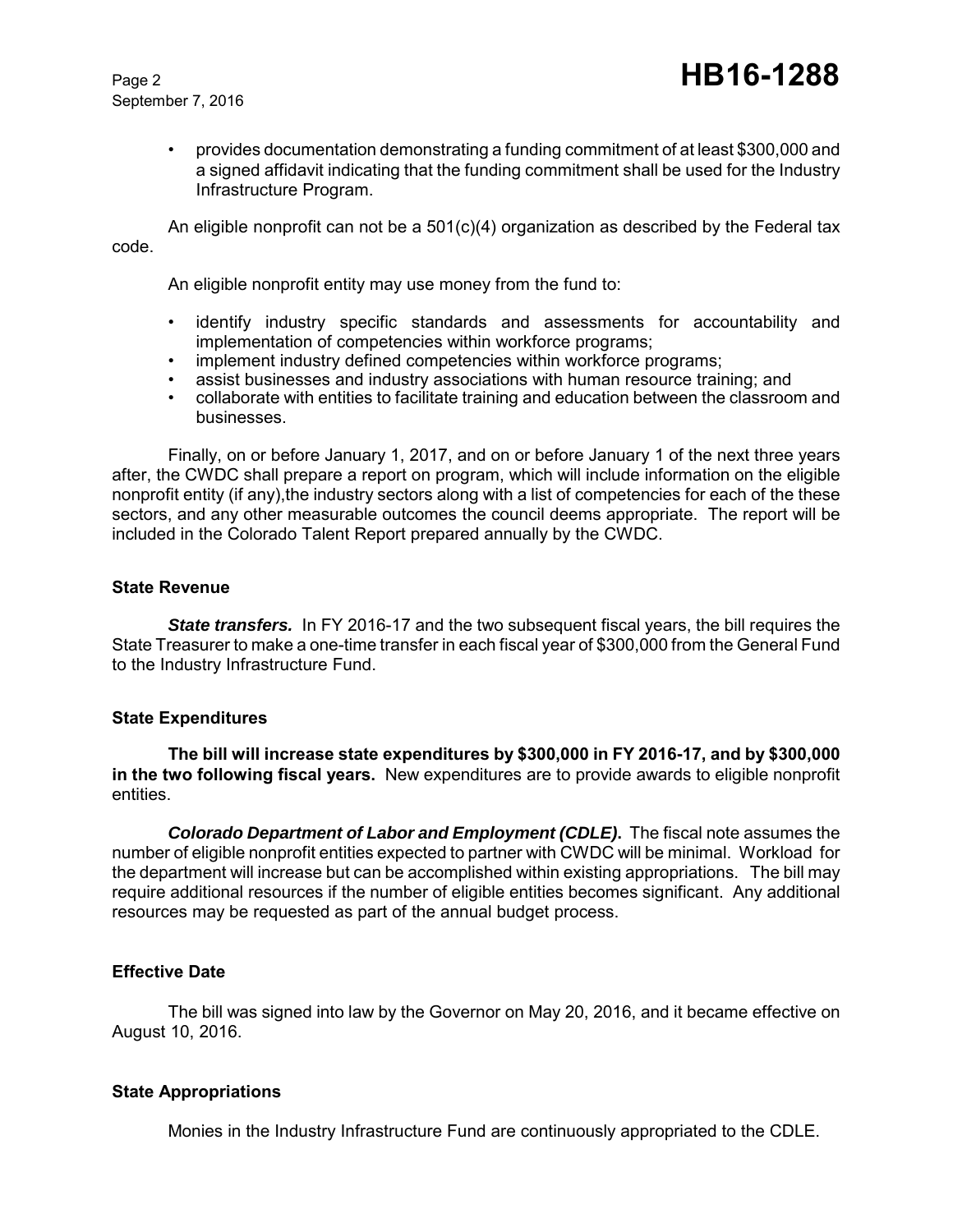- provides documentation demonstrating a funding commitment of at least $300,000 and a signed affidavit indicating that the funding commitment shall be used for the Industry Infrastructure Program.

An eligible nonprofit can not be a 501(c)(4) organization as described by the Federal tax code.

An eligible nonprofit entity may use money from the fund to:

- identify industry specific standards and assessments for accountability and implementation of competencies within workforce programs;
- implement industry defined competencies within workforce programs;
- assist businesses and industry associations with human resource training; and
- collaborate with entities to facilitate training and education between the classroom and businesses.

Finally, on or before January 1, 2017, and on or before January 1 of the next three years after, the CWDC shall prepare a report on program, which will include information on the eligible nonprofit entity (if any),the industry sectors along with a list of competencies for each of the these sectors, and any other measurable outcomes the council deems appropriate. The report will be included in the Colorado Talent Report prepared annually by the CWDC.

### State Revenue

***State transfers.*** In FY 2016-17 and the two subsequent fiscal years, the bill requires the State Treasurer to make a one-time transfer in each fiscal year of $300,000 from the General Fund to the Industry Infrastructure Fund.

### State Expenditures

**The bill will increase state expenditures by $300,000 in FY 2016-17, and by $300,000 in the two following fiscal years.** New expenditures are to provide awards to eligible nonprofit entities.

***Colorado Department of Labor and Employment (CDLE).*** The fiscal note assumes the number of eligible nonprofit entities expected to partner with CWDC will be minimal. Workload for the department will increase but can be accomplished within existing appropriations. The bill may require additional resources if the number of eligible entities becomes significant. Any additional resources may be requested as part of the annual budget process.

### Effective Date

The bill was signed into law by the Governor on May 20, 2016, and it became effective on August 10, 2016.

### State Appropriations

Monies in the Industry Infrastructure Fund are continuously appropriated to the CDLE.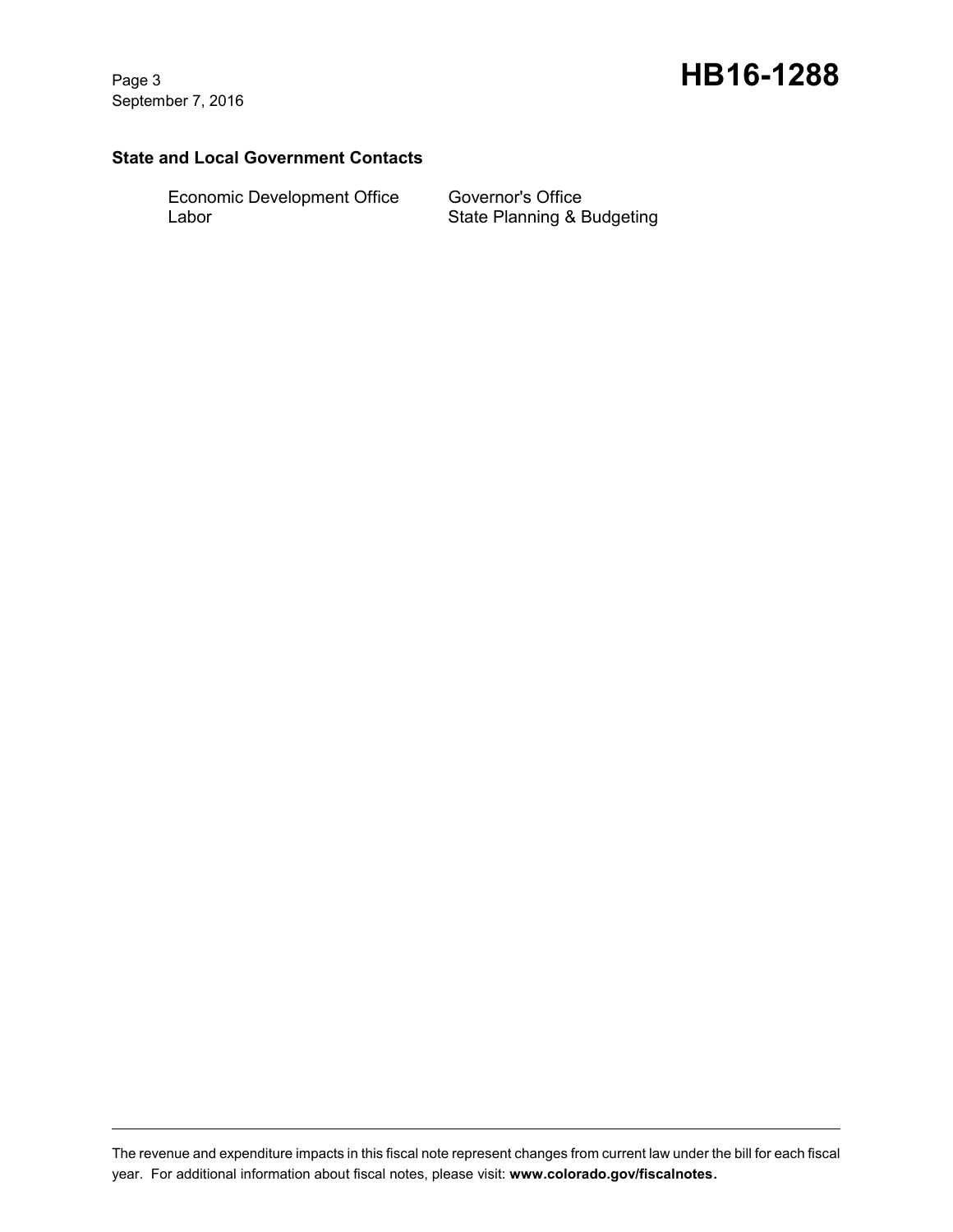### State and Local Government Contacts

| | |
|---|---|
| Economic Development Office | Governor's Office |
| Labor | State Planning & Budgeting |

The revenue and expenditure impacts in this fiscal note represent changes from current law under the bill for each fiscal year. For additional information about fiscal notes, please visit: **www.colorado.gov/fiscalnotes.**